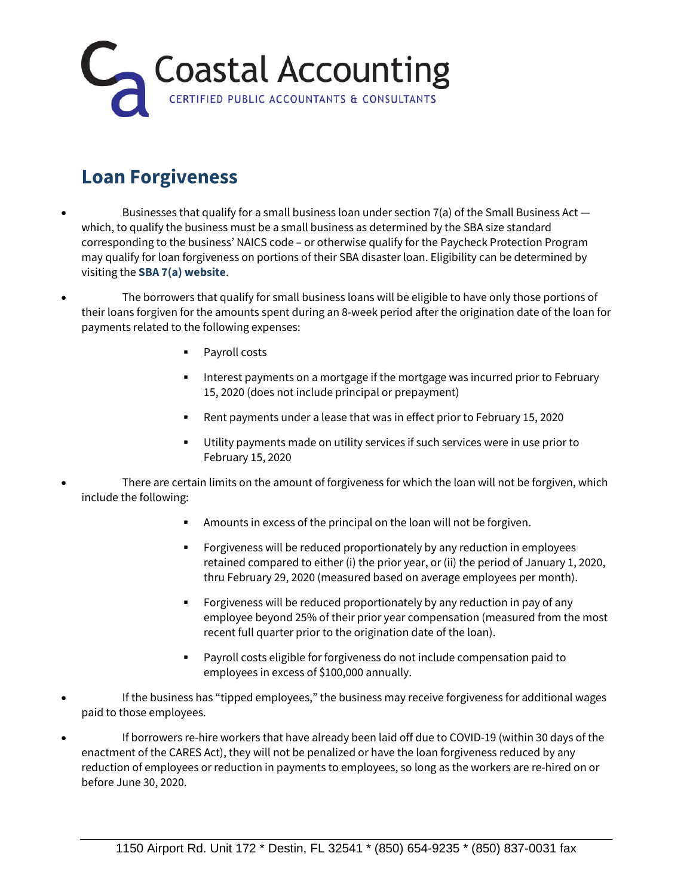# Coastal Accounting

CERTIFIED PUBLIC ACCOUNTANTS & CONSULTANTS

## Loan Forgiveness

- Businesses that qualify for a small business loan under section 7(a) of the Small Business Act — which, to qualify the business must be a small business as determined by the SBA size standard corresponding to the business' NAICS code – or otherwise qualify for the Paycheck Protection Program may qualify for loan forgiveness on portions of their SBA disaster loan. Eligibility can be determined by visiting the **SBA 7(a) website**.

- The borrowers that qualify for small business loans will be eligible to have only those portions of their loans forgiven for the amounts spent during an 8-week period after the origination date of the loan for payments related to the following expenses:
  - Payroll costs
  - Interest payments on a mortgage if the mortgage was incurred prior to February 15, 2020 (does not include principal or prepayment)
  - Rent payments under a lease that was in effect prior to February 15, 2020
  - Utility payments made on utility services if such services were in use prior to February 15, 2020

- There are certain limits on the amount of forgiveness for which the loan will not be forgiven, which include the following:
  - Amounts in excess of the principal on the loan will not be forgiven.
  - Forgiveness will be reduced proportionately by any reduction in employees retained compared to either (i) the prior year, or (ii) the period of January 1, 2020, thru February 29, 2020 (measured based on average employees per month).
  - Forgiveness will be reduced proportionately by any reduction in pay of any employee beyond 25% of their prior year compensation (measured from the most recent full quarter prior to the origination date of the loan).
  - Payroll costs eligible for forgiveness do not include compensation paid to employees in excess of $100,000 annually.

- If the business has "tipped employees," the business may receive forgiveness for additional wages paid to those employees.

- If borrowers re-hire workers that have already been laid off due to COVID-19 (within 30 days of the enactment of the CARES Act), they will not be penalized or have the loan forgiveness reduced by any reduction of employees or reduction in payments to employees, so long as the workers are re-hired on or before June 30, 2020.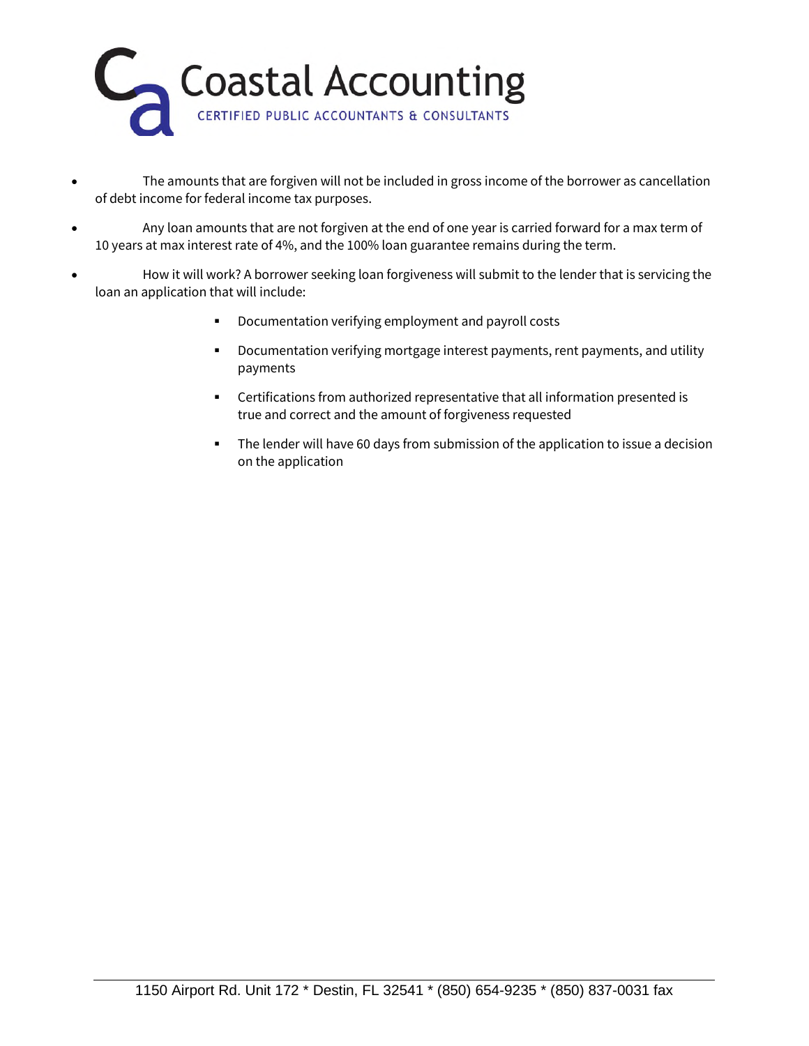- The amounts that are forgiven will not be included in gross income of the borrower as cancellation of debt income for federal income tax purposes.
- Any loan amounts that are not forgiven at the end of one year is carried forward for a max term of 10 years at max interest rate of 4%, and the 100% loan guarantee remains during the term.
- How it will work? A borrower seeking loan forgiveness will submit to the lender that is servicing the loan an application that will include:
    - Documentation verifying employment and payroll costs
    - Documentation verifying mortgage interest payments, rent payments, and utility payments
    - Certifications from authorized representative that all information presented is true and correct and the amount of forgiveness requested
    - The lender will have 60 days from submission of the application to issue a decision on the application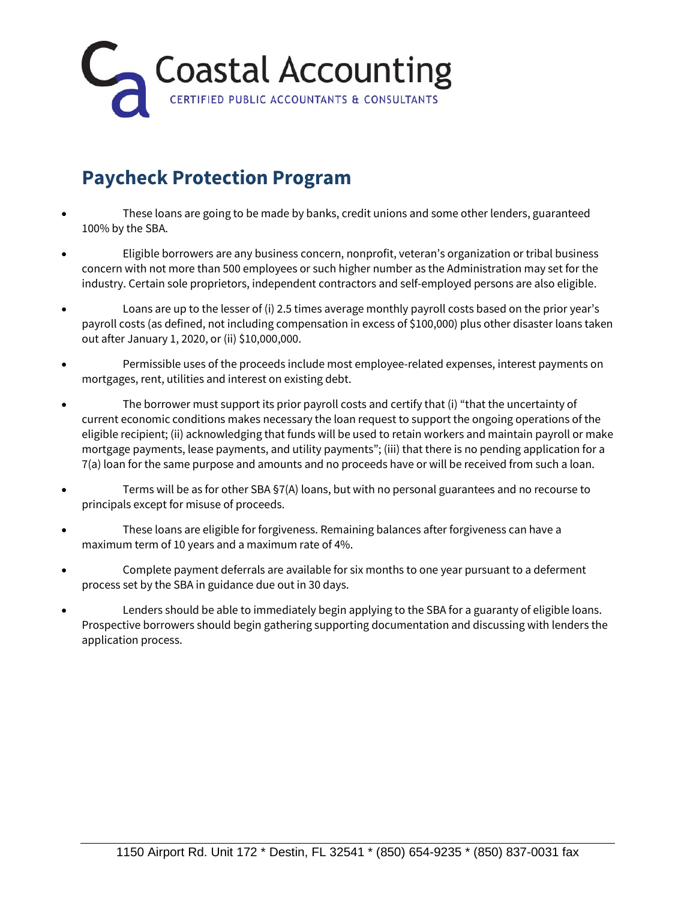# Coastal Accounting

CERTIFIED PUBLIC ACCOUNTANTS & CONSULTANTS

## Paycheck Protection Program

- These loans are going to be made by banks, credit unions and some other lenders, guaranteed 100% by the SBA.
- Eligible borrowers are any business concern, nonprofit, veteran's organization or tribal business concern with not more than 500 employees or such higher number as the Administration may set for the industry. Certain sole proprietors, independent contractors and self-employed persons are also eligible.
- Loans are up to the lesser of (i) 2.5 times average monthly payroll costs based on the prior year's payroll costs (as defined, not including compensation in excess of $100,000) plus other disaster loans taken out after January 1, 2020, or (ii) $10,000,000.
- Permissible uses of the proceeds include most employee-related expenses, interest payments on mortgages, rent, utilities and interest on existing debt.
- The borrower must support its prior payroll costs and certify that (i) "that the uncertainty of current economic conditions makes necessary the loan request to support the ongoing operations of the eligible recipient; (ii) acknowledging that funds will be used to retain workers and maintain payroll or make mortgage payments, lease payments, and utility payments"; (iii) that there is no pending application for a 7(a) loan for the same purpose and amounts and no proceeds have or will be received from such a loan.
- Terms will be as for other SBA §7(A) loans, but with no personal guarantees and no recourse to principals except for misuse of proceeds.
- These loans are eligible for forgiveness. Remaining balances after forgiveness can have a maximum term of 10 years and a maximum rate of 4%.
- Complete payment deferrals are available for six months to one year pursuant to a deferment process set by the SBA in guidance due out in 30 days.
- Lenders should be able to immediately begin applying to the SBA for a guaranty of eligible loans. Prospective borrowers should begin gathering supporting documentation and discussing with lenders the application process.

1150 Airport Rd. Unit 172 * Destin, FL 32541 * (850) 654-9235 * (850) 837-0031 fax